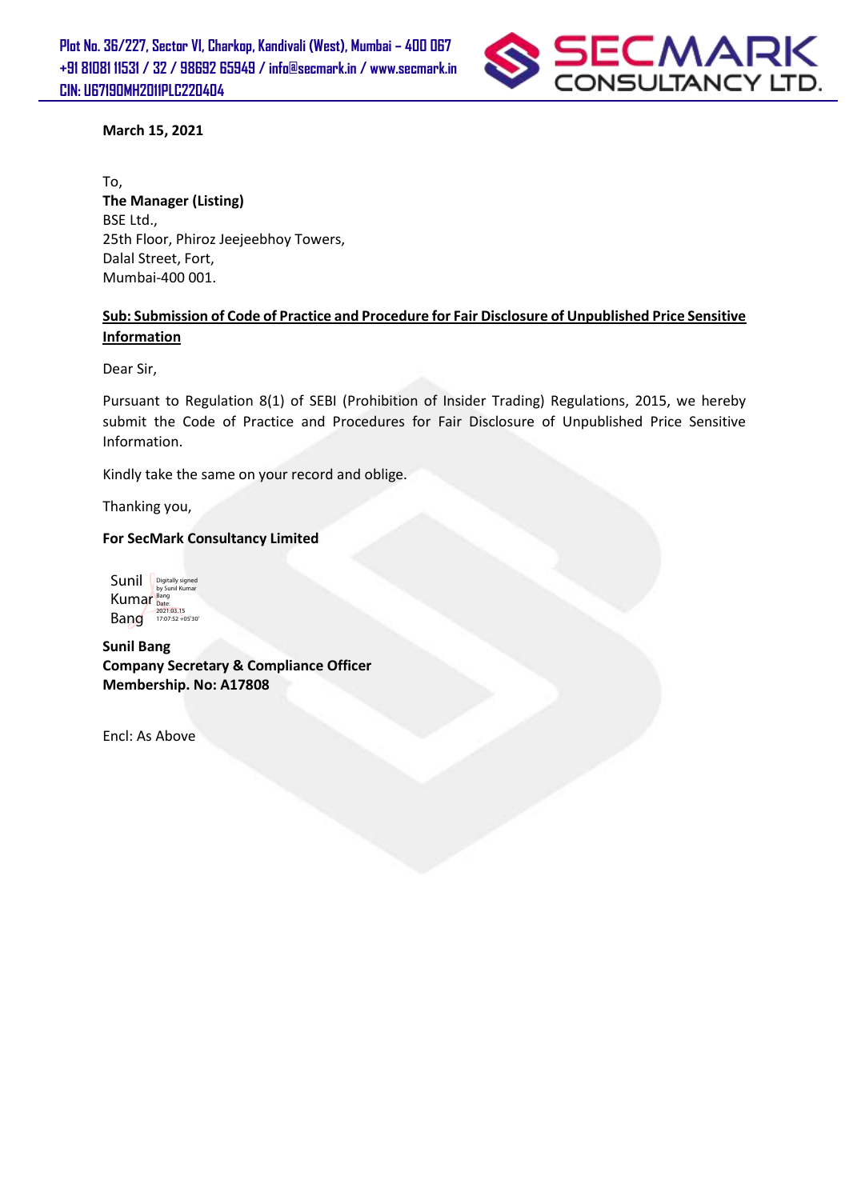Plot No. 36/227, Sector VI, Charkop, Kandivali (West), Mumbai – 400 067
+91 81081 11531 / 32 / 98692 65949 / info@secmark.in / www.secmark.in
CIN: U67190MH2011PLC220404

**SECMARK CONSULTANCY LTD.**

**March 15, 2021**

To,
**The Manager (Listing)**
BSE Ltd.,
25th Floor, Phiroz Jeejeebhoy Towers,
Dalal Street, Fort,
Mumbai-400 001.

**Sub: Submission of Code of Practice and Procedure for Fair Disclosure of Unpublished Price Sensitive Information**

Dear Sir,

Pursuant to Regulation 8(1) of SEBI (Prohibition of Insider Trading) Regulations, 2015, we hereby submit the Code of Practice and Procedures for Fair Disclosure of Unpublished Price Sensitive Information.

Kindly take the same on your record and oblige.

Thanking you,

**For SecMark Consultancy Limited**

Sunil Kumar Bang
Digitally signed by Sunil Kumar Bang
Date: 2021.03.15 17:07:52 +05'30'

**Sunil Bang**
**Company Secretary & Compliance Officer**
**Membership. No: A17808**

Encl: As Above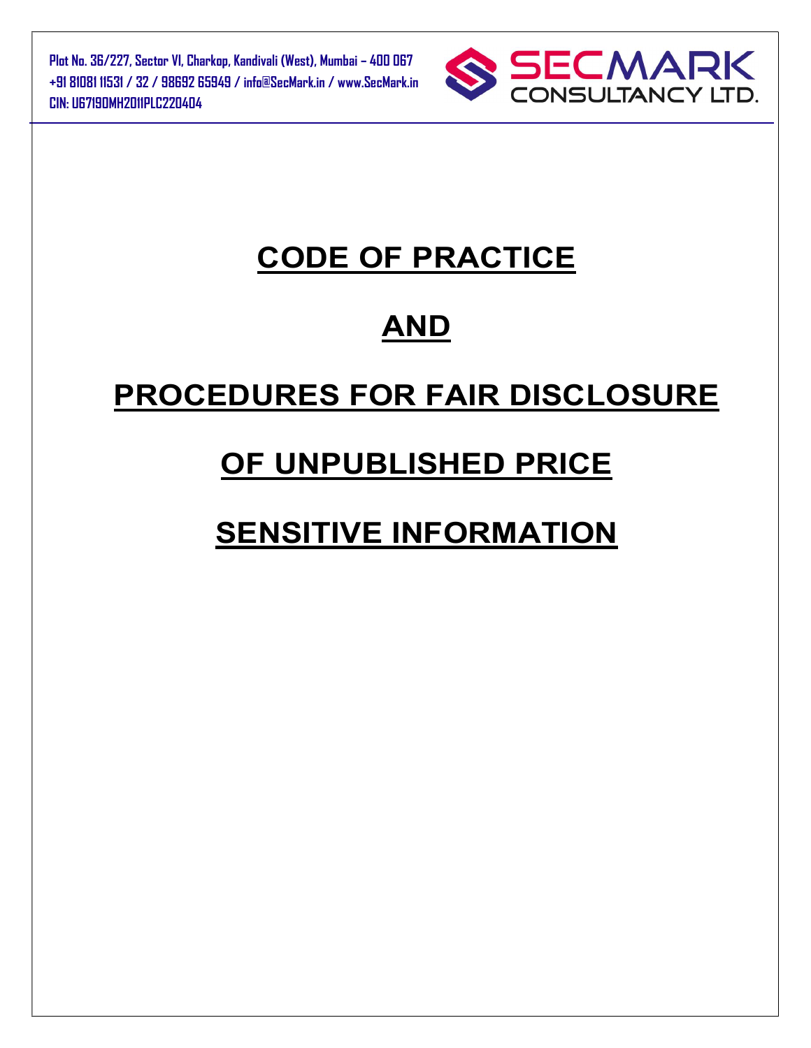# CODE OF PRACTICE

# AND

# PROCEDURES FOR FAIR DISCLOSURE

# OF UNPUBLISHED PRICE

# SENSITIVE INFORMATION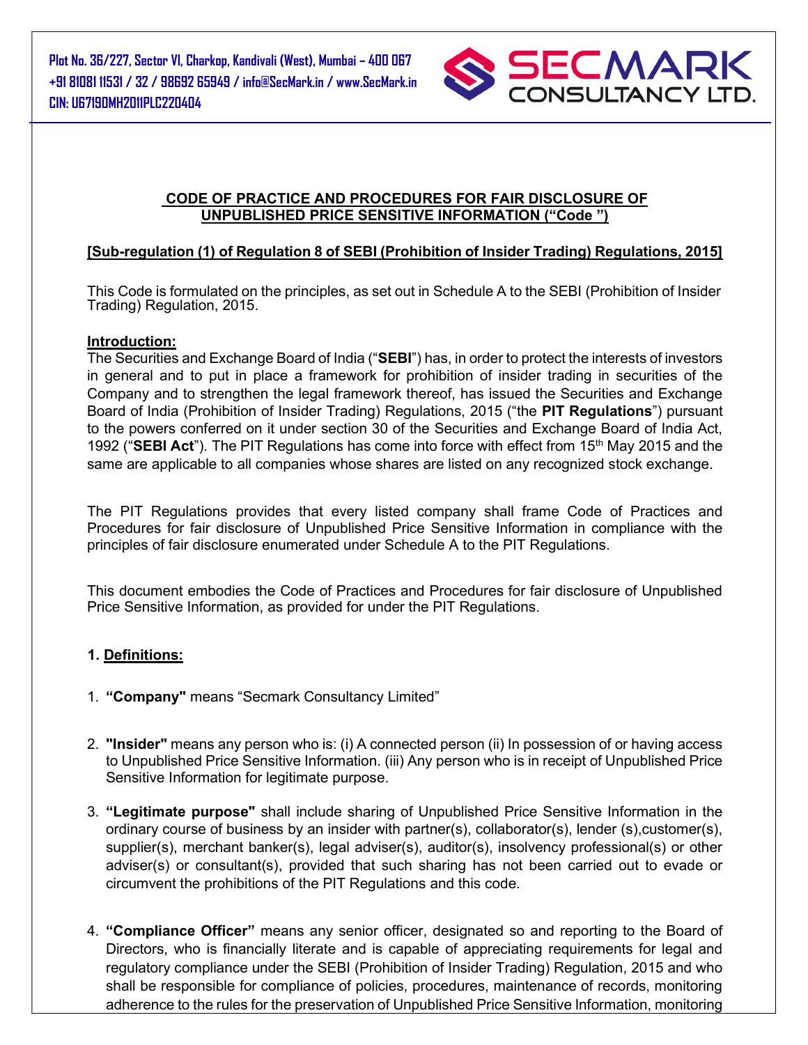## CODE OF PRACTICE AND PROCEDURES FOR FAIR DISCLOSURE OF UNPUBLISHED PRICE SENSITIVE INFORMATION ("Code ")

**[Sub-regulation (1) of Regulation 8 of SEBI (Prohibition of Insider Trading) Regulations, 2015]**

This Code is formulated on the principles, as set out in Schedule A to the SEBI (Prohibition of Insider Trading) Regulation, 2015.

**Introduction:**

The Securities and Exchange Board of India ("**SEBI**") has, in order to protect the interests of investors in general and to put in place a framework for prohibition of insider trading in securities of the Company and to strengthen the legal framework thereof, has issued the Securities and Exchange Board of India (Prohibition of Insider Trading) Regulations, 2015 ("the **PIT Regulations**") pursuant to the powers conferred on it under section 30 of the Securities and Exchange Board of India Act, 1992 ("**SEBI Act**"). The PIT Regulations has come into force with effect from 15th May 2015 and the same are applicable to all companies whose shares are listed on any recognized stock exchange.

The PIT Regulations provides that every listed company shall frame Code of Practices and Procedures for fair disclosure of Unpublished Price Sensitive Information in compliance with the principles of fair disclosure enumerated under Schedule A to the PIT Regulations.

This document embodies the Code of Practices and Procedures for fair disclosure of Unpublished Price Sensitive Information, as provided for under the PIT Regulations.

### 1. Definitions:

1. **"Company"** means "Secmark Consultancy Limited"

2. **"Insider"** means any person who is: (i) A connected person (ii) In possession of or having access to Unpublished Price Sensitive Information. (iii) Any person who is in receipt of Unpublished Price Sensitive Information for legitimate purpose.

3. **"Legitimate purpose"** shall include sharing of Unpublished Price Sensitive Information in the ordinary course of business by an insider with partner(s), collaborator(s), lender (s),customer(s), supplier(s), merchant banker(s), legal adviser(s), auditor(s), insolvency professional(s) or other adviser(s) or consultant(s), provided that such sharing has not been carried out to evade or circumvent the prohibitions of the PIT Regulations and this code.

4. **"Compliance Officer"** means any senior officer, designated so and reporting to the Board of Directors, who is financially literate and is capable of appreciating requirements for legal and regulatory compliance under the SEBI (Prohibition of Insider Trading) Regulation, 2015 and who shall be responsible for compliance of policies, procedures, maintenance of records, monitoring adherence to the rules for the preservation of Unpublished Price Sensitive Information, monitoring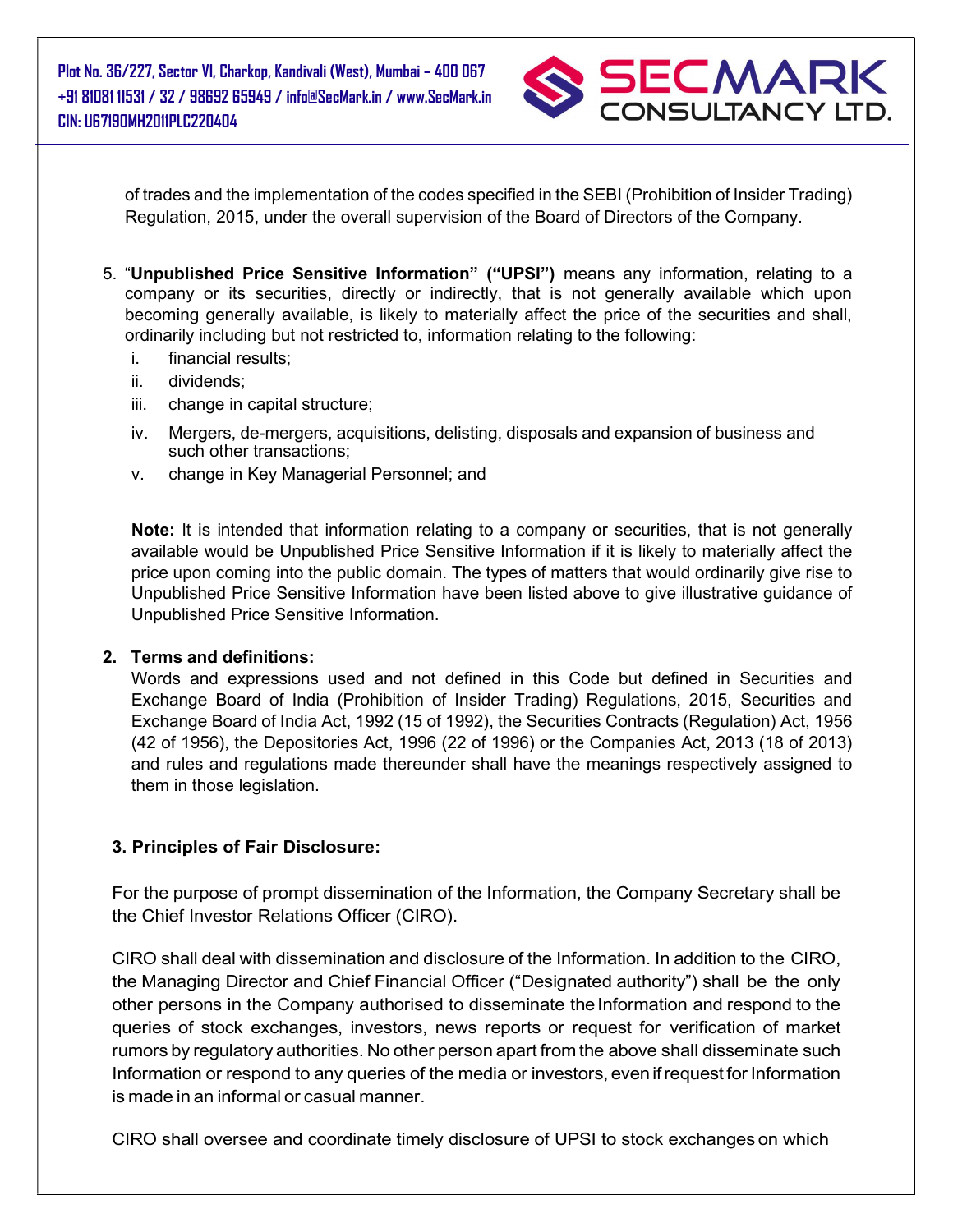of trades and the implementation of the codes specified in the SEBI (Prohibition of Insider Trading) Regulation, 2015, under the overall supervision of the Board of Directors of the Company.

5. "**Unpublished Price Sensitive Information" ("UPSI")** means any information, relating to a company or its securities, directly or indirectly, that is not generally available which upon becoming generally available, is likely to materially affect the price of the securities and shall, ordinarily including but not restricted to, information relating to the following:
   i. financial results;
   ii. dividends;
   iii. change in capital structure;
   iv. Mergers, de-mergers, acquisitions, delisting, disposals and expansion of business and such other transactions;
   v. change in Key Managerial Personnel; and

   **Note:** It is intended that information relating to a company or securities, that is not generally available would be Unpublished Price Sensitive Information if it is likely to materially affect the price upon coming into the public domain. The types of matters that would ordinarily give rise to Unpublished Price Sensitive Information have been listed above to give illustrative guidance of Unpublished Price Sensitive Information.

**2. Terms and definitions:**

Words and expressions used and not defined in this Code but defined in Securities and Exchange Board of India (Prohibition of Insider Trading) Regulations, 2015, Securities and Exchange Board of India Act, 1992 (15 of 1992), the Securities Contracts (Regulation) Act, 1956 (42 of 1956), the Depositories Act, 1996 (22 of 1996) or the Companies Act, 2013 (18 of 2013) and rules and regulations made thereunder shall have the meanings respectively assigned to them in those legislation.

**3. Principles of Fair Disclosure:**

For the purpose of prompt dissemination of the Information, the Company Secretary shall be the Chief Investor Relations Officer (CIRO).

CIRO shall deal with dissemination and disclosure of the Information. In addition to the CIRO, the Managing Director and Chief Financial Officer ("Designated authority") shall be the only other persons in the Company authorised to disseminate the Information and respond to the queries of stock exchanges, investors, news reports or request for verification of market rumors by regulatory authorities. No other person apart from the above shall disseminate such Information or respond to any queries of the media or investors, even if request for Information is made in an informal or casual manner.

CIRO shall oversee and coordinate timely disclosure of UPSI to stock exchanges on which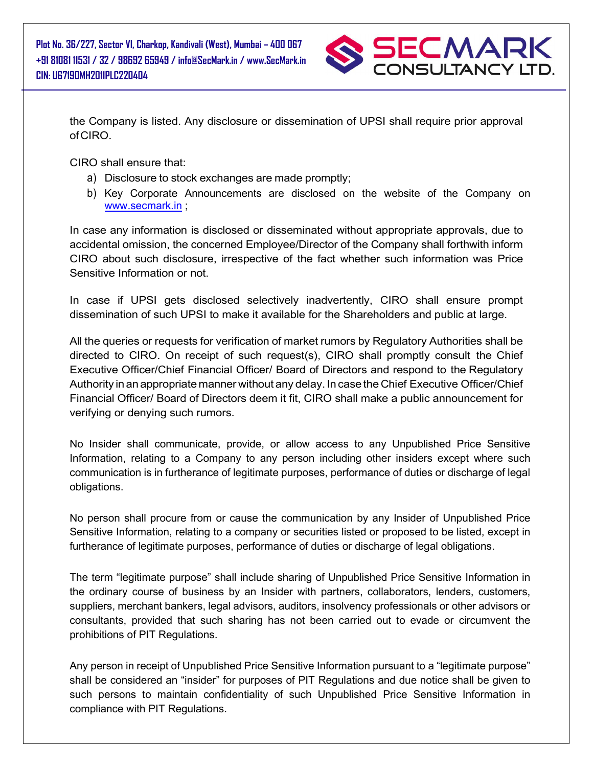the Company is listed. Any disclosure or dissemination of UPSI shall require prior approval of CIRO.

CIRO shall ensure that:

a) Disclosure to stock exchanges are made promptly;
b) Key Corporate Announcements are disclosed on the website of the Company on www.secmark.in ;

In case any information is disclosed or disseminated without appropriate approvals, due to accidental omission, the concerned Employee/Director of the Company shall forthwith inform CIRO about such disclosure, irrespective of the fact whether such information was Price Sensitive Information or not.

In case if UPSI gets disclosed selectively inadvertently, CIRO shall ensure prompt dissemination of such UPSI to make it available for the Shareholders and public at large.

All the queries or requests for verification of market rumors by Regulatory Authorities shall be directed to CIRO. On receipt of such request(s), CIRO shall promptly consult the Chief Executive Officer/Chief Financial Officer/ Board of Directors and respond to the Regulatory Authority in an appropriate manner without any delay. In case the Chief Executive Officer/Chief Financial Officer/ Board of Directors deem it fit, CIRO shall make a public announcement for verifying or denying such rumors.

No Insider shall communicate, provide, or allow access to any Unpublished Price Sensitive Information, relating to a Company to any person including other insiders except where such communication is in furtherance of legitimate purposes, performance of duties or discharge of legal obligations.

No person shall procure from or cause the communication by any Insider of Unpublished Price Sensitive Information, relating to a company or securities listed or proposed to be listed, except in furtherance of legitimate purposes, performance of duties or discharge of legal obligations.

The term "legitimate purpose" shall include sharing of Unpublished Price Sensitive Information in the ordinary course of business by an Insider with partners, collaborators, lenders, customers, suppliers, merchant bankers, legal advisors, auditors, insolvency professionals or other advisors or consultants, provided that such sharing has not been carried out to evade or circumvent the prohibitions of PIT Regulations.

Any person in receipt of Unpublished Price Sensitive Information pursuant to a "legitimate purpose" shall be considered an "insider" for purposes of PIT Regulations and due notice shall be given to such persons to maintain confidentiality of such Unpublished Price Sensitive Information in compliance with PIT Regulations.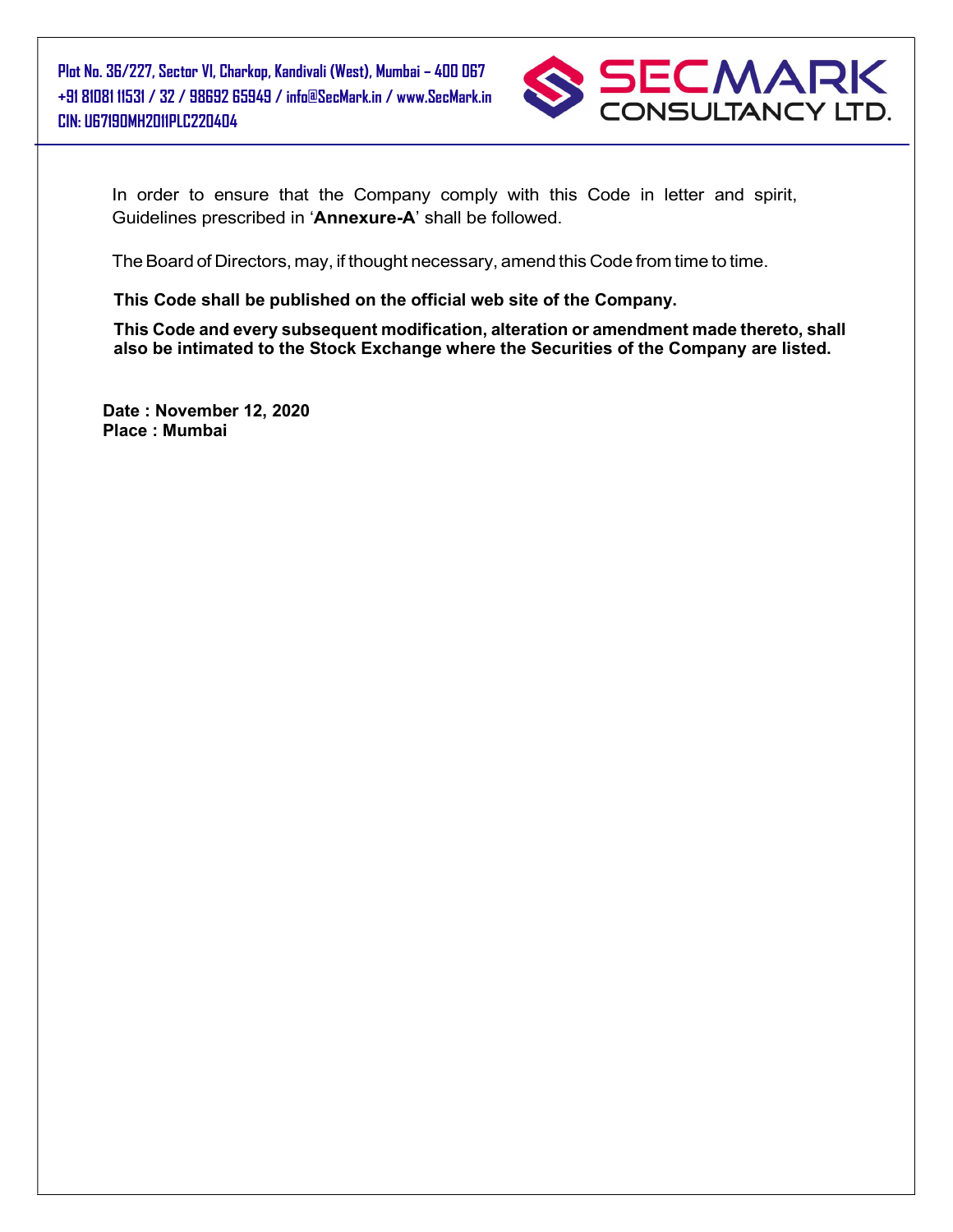In order to ensure that the Company comply with this Code in letter and spirit, Guidelines prescribed in '**Annexure-A**' shall be followed.

The Board of Directors, may, if thought necessary, amend this Code from time to time.

**This Code shall be published on the official web site of the Company.**

**This Code and every subsequent modification, alteration or amendment made thereto, shall also be intimated to the Stock Exchange where the Securities of the Company are listed.**

**Date : November 12, 2020**
**Place : Mumbai**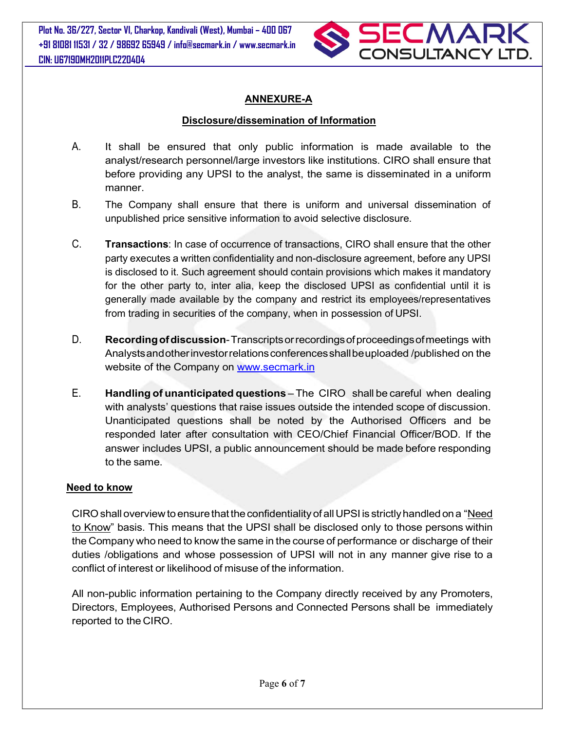## ANNEXURE-A

### Disclosure/dissemination of Information

A. It shall be ensured that only public information is made available to the analyst/research personnel/large investors like institutions. CIRO shall ensure that before providing any UPSI to the analyst, the same is disseminated in a uniform manner.

B. The Company shall ensure that there is uniform and universal dissemination of unpublished price sensitive information to avoid selective disclosure.

C. **Transactions**: In case of occurrence of transactions, CIRO shall ensure that the other party executes a written confidentiality and non-disclosure agreement, before any UPSI is disclosed to it. Such agreement should contain provisions which makes it mandatory for the other party to, inter alia, keep the disclosed UPSI as confidential until it is generally made available by the company and restrict its employees/representatives from trading in securities of the company, when in possession of UPSI.

D. **Recording of discussion**- Transcripts or recordings of proceedings of meetings with Analysts and other investor relations conferences shall be uploaded /published on the website of the Company on www.secmark.in

E. **Handling of unanticipated questions** – The CIRO shall be careful when dealing with analysts' questions that raise issues outside the intended scope of discussion. Unanticipated questions shall be noted by the Authorised Officers and be responded later after consultation with CEO/Chief Financial Officer/BOD. If the answer includes UPSI, a public announcement should be made before responding to the same.

### Need to know

CIRO shall overview to ensure that the confidentiality of all UPSI is strictly handled on a "Need to Know" basis. This means that the UPSI shall be disclosed only to those persons within the Company who need to know the same in the course of performance or discharge of their duties /obligations and whose possession of UPSI will not in any manner give rise to a conflict of interest or likelihood of misuse of the information.

All non-public information pertaining to the Company directly received by any Promoters, Directors, Employees, Authorised Persons and Connected Persons shall be immediately reported to the CIRO.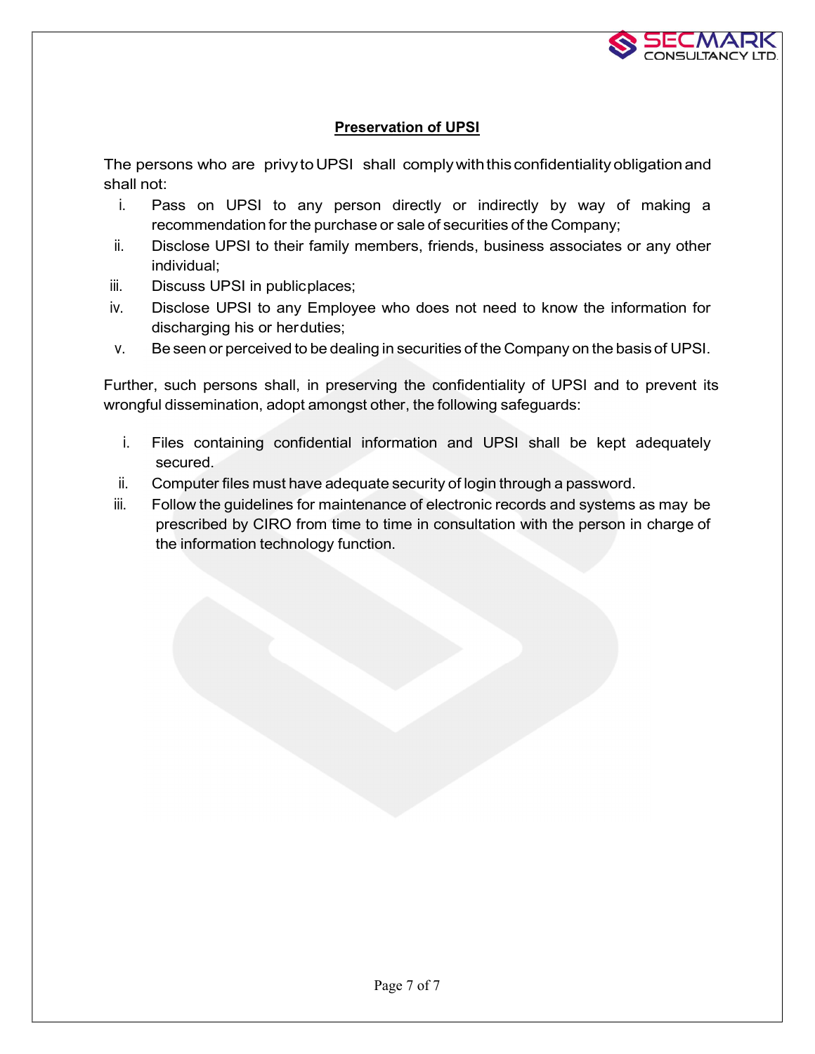## Preservation of UPSI

The persons who are privy to UPSI shall comply with this confidentiality obligation and shall not:

i. Pass on UPSI to any person directly or indirectly by way of making a recommendation for the purchase or sale of securities of the Company;
ii. Disclose UPSI to their family members, friends, business associates or any other individual;
iii. Discuss UPSI in public places;
iv. Disclose UPSI to any Employee who does not need to know the information for discharging his or her duties;
v. Be seen or perceived to be dealing in securities of the Company on the basis of UPSI.

Further, such persons shall, in preserving the confidentiality of UPSI and to prevent its wrongful dissemination, adopt amongst other, the following safeguards:

i. Files containing confidential information and UPSI shall be kept adequately secured.
ii. Computer files must have adequate security of login through a password.
iii. Follow the guidelines for maintenance of electronic records and systems as may be prescribed by CIRO from time to time in consultation with the person in charge of the information technology function.